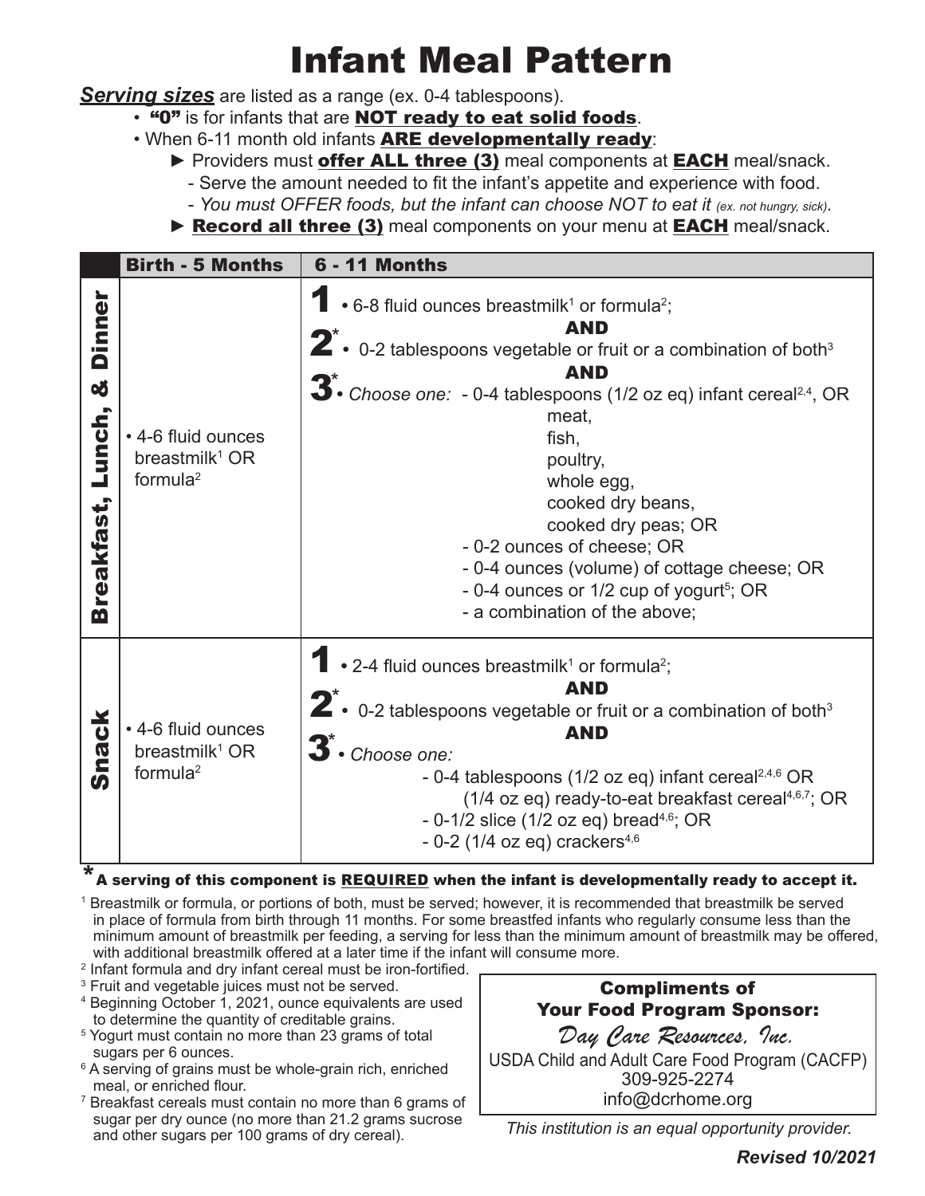# Infant Meal Pattern

***Serving sizes*** are listed as a range (ex. 0-4 tablespoons).

- **"0"** is for infants that are **NOT ready to eat solid foods**.
- When 6-11 month old infants **ARE developmentally ready**:
  - ► Providers must **offer ALL three (3)** meal components at **EACH** meal/snack.
    - Serve the amount needed to fit the infant's appetite and experience with food.
    - *You must OFFER foods, but the infant can choose NOT to eat it (ex. not hungry, sick).*
  - ► **Record all three (3)** meal components on your menu at **EACH** meal/snack.

| | Birth - 5 Months | 6 - 11 Months |
|---|---|---|
| **Breakfast, Lunch, & Dinner** | • 4-6 fluid ounces breastmilk[1] OR formula[2] | **1** • 6-8 fluid ounces breastmilk[1] or formula[2]; **AND** **2*** • 0-2 tablespoons vegetable or fruit or a combination of both[3] **AND** **3*** • *Choose one:* - 0-4 tablespoons (1/2 oz eq) infant cereal[2,4], OR meat, fish, poultry, whole egg, cooked dry beans, cooked dry peas; OR - 0-2 ounces of cheese; OR - 0-4 ounces (volume) of cottage cheese; OR - 0-4 ounces or 1/2 cup of yogurt[5]; OR - a combination of the above; |
| **Snack** | • 4-6 fluid ounces breastmilk[1] OR formula[2] | **1** • 2-4 fluid ounces breastmilk[1] or formula[2]; **AND** **2*** • 0-2 tablespoons vegetable or fruit or a combination of both[3] **AND** **3*** • *Choose one:* - 0-4 tablespoons (1/2 oz eq) infant cereal[2,4,6] OR (1/4 oz eq) ready-to-eat breakfast cereal[4,6,7]; OR - 0-1/2 slice (1/2 oz eq) bread[4,6]; OR - 0-2 (1/4 oz eq) crackers[4,6] |

**\* A serving of this component is REQUIRED when the infant is developmentally ready to accept it.**

[1] Breastmilk or formula, or portions of both, must be served; however, it is recommended that breastmilk be served in place of formula from birth through 11 months. For some breastfed infants who regularly consume less than the minimum amount of breastmilk per feeding, a serving for less than the minimum amount of breastmilk may be offered, with additional breastmilk offered at a later time if the infant will consume more.

[2] Infant formula and dry infant cereal must be iron-fortified.

[3] Fruit and vegetable juices must not be served.

[4] Beginning October 1, 2021, ounce equivalents are used to determine the quantity of creditable grains.

[5] Yogurt must contain no more than 23 grams of total sugars per 6 ounces.

[6] A serving of grains must be whole-grain rich, enriched meal, or enriched flour.

[7] Breakfast cereals must contain no more than 6 grams of sugar per dry ounce (no more than 21.2 grams sucrose and other sugars per 100 grams of dry cereal).

**Compliments of Your Food Program Sponsor:**
*Day Care Resources, Inc.*
USDA Child and Adult Care Food Program (CACFP)
309-925-2274
info@dcrhome.org

*This institution is an equal opportunity provider.*

***Revised 10/2021***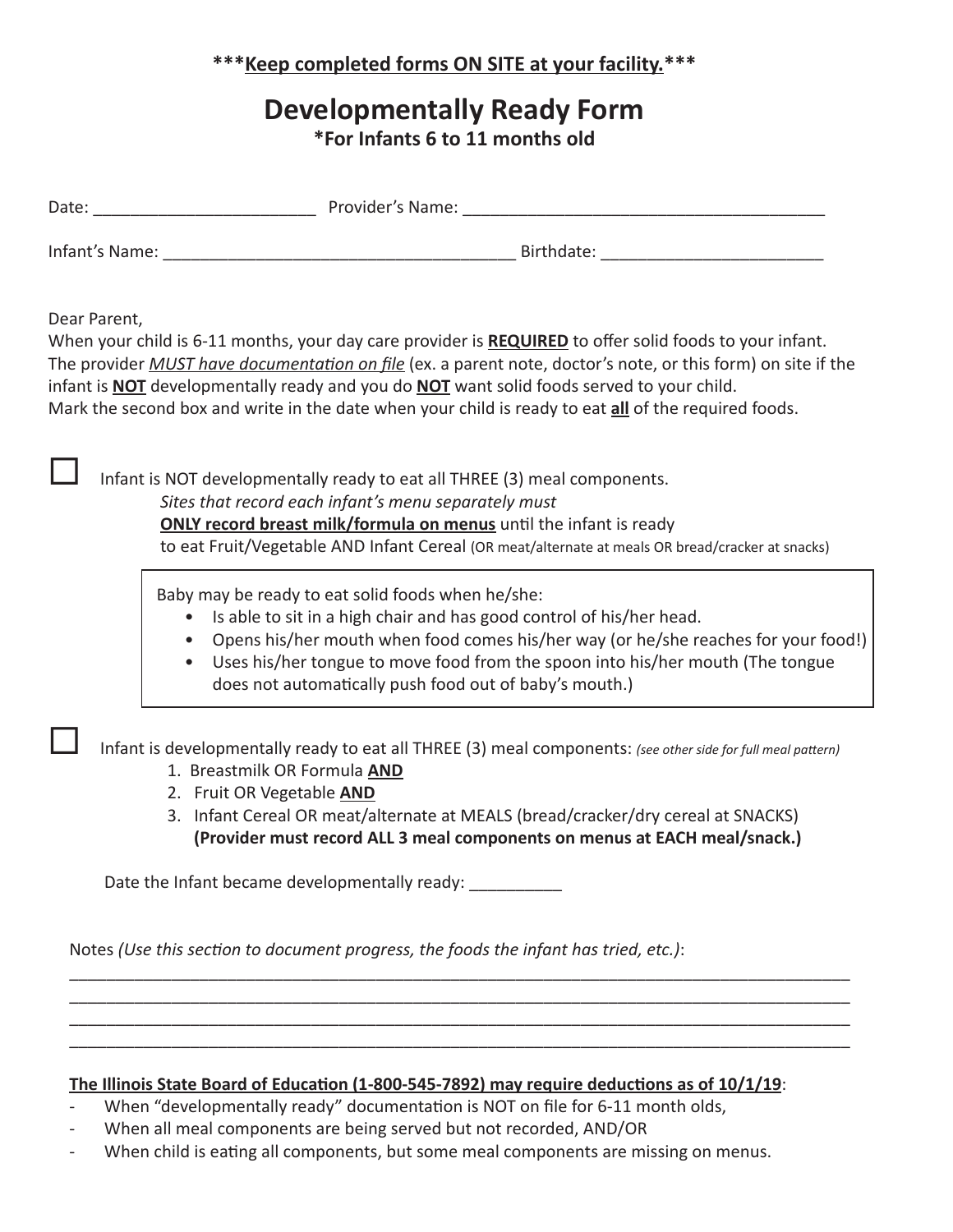***<u>Keep completed forms ON SITE at your facility.</u>***

# Developmentally Ready Form

**\*For Infants 6 to 11 months old**

Date: ________________________ Provider's Name: ________________________________________

Infant's Name: _____________________________________ Birthdate: ________________________

Dear Parent,
When your child is 6-11 months, your day care provider is **<u>REQUIRED</u>** to offer solid foods to your infant. The provider *<u>MUST have documentation on file</u>* (ex. a parent note, doctor's note, or this form) on site if the infant is **<u>NOT</u>** developmentally ready and you do **<u>NOT</u>** want solid foods served to your child.
Mark the second box and write in the date when your child is ready to eat **<u>all</u>** of the required foods.

☐ Infant is NOT developmentally ready to eat all THREE (3) meal components.
*Sites that record each infant's menu separately must*
**<u>ONLY record breast milk/formula on menus</u>** until the infant is ready
to eat Fruit/Vegetable AND Infant Cereal (OR meat/alternate at meals OR bread/cracker at snacks)

> Baby may be ready to eat solid foods when he/she:
> - Is able to sit in a high chair and has good control of his/her head.
> - Opens his/her mouth when food comes his/her way (or he/she reaches for your food!)
> - Uses his/her tongue to move food from the spoon into his/her mouth (The tongue does not automatically push food out of baby's mouth.)

☐ Infant is developmentally ready to eat all THREE (3) meal components: *(see other side for full meal pattern)*

1. Breastmilk OR Formula **<u>AND</u>**
2. Fruit OR Vegetable **<u>AND</u>**
3. Infant Cereal OR meat/alternate at MEALS (bread/cracker/dry cereal at SNACKS)
   **(Provider must record ALL 3 meal components on menus at EACH meal/snack.)**

Date the Infant became developmentally ready: __________

Notes *(Use this section to document progress, the foods the infant has tried, etc.)*:
_____________________________________________________________________________________
_____________________________________________________________________________________
_____________________________________________________________________________________
_____________________________________________________________________________________

**<u>The Illinois State Board of Education (1-800-545-7892) may require deductions as of 10/1/19</u>**:

- When "developmentally ready" documentation is NOT on file for 6-11 month olds,
- When all meal components are being served but not recorded, AND/OR
- When child is eating all components, but some meal components are missing on menus.